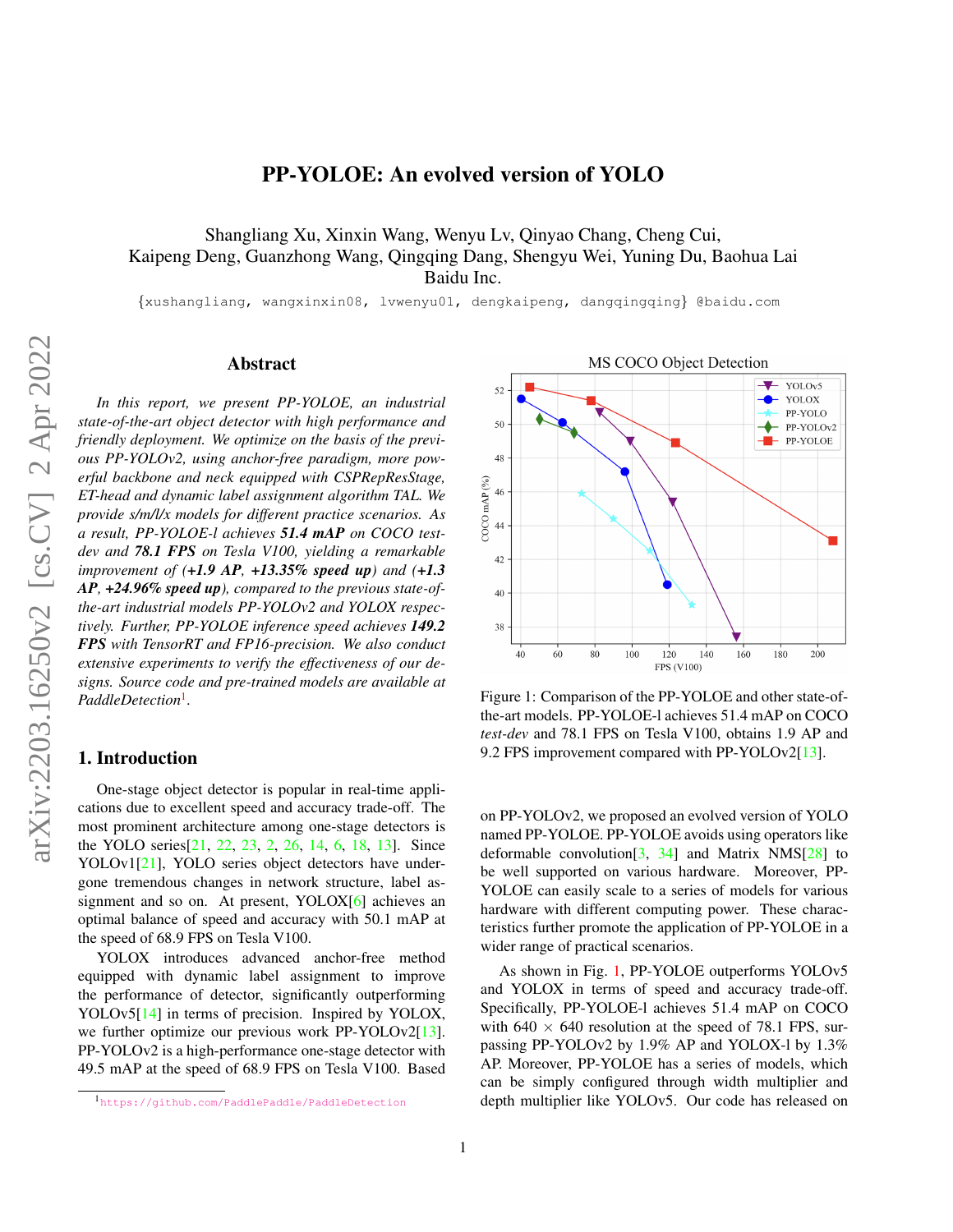# PP-YOLOE: An evolved version of YOLO

Shangliang Xu, Xinxin Wang, Wenyu Lv, Qinyao Chang, Cheng Cui,
Kaipeng Deng, Guanzhong Wang, Qingqing Dang, Shengyu Wei, Yuning Du, Baohua Lai
Baidu Inc.

{xushangliang, wangxinxin08, lvwenyu01, dengkaipeng, dangqingqing} @baidu.com

## Abstract

*In this report, we present PP-YOLOE, an industrial state-of-the-art object detector with high performance and friendly deployment. We optimize on the basis of the previous PP-YOLOv2, using anchor-free paradigm, more powerful backbone and neck equipped with CSPRepResStage, ET-head and dynamic label assignment algorithm TAL. We provide s/m/l/x models for different practice scenarios. As a result, PP-YOLOE-l achieves **51.4 mAP** on COCO test-dev and **78.1 FPS** on Tesla V100, yielding a remarkable improvement of (**+1.9 AP, +13.35% speed up**) and (**+1.3 AP, +24.96% speed up**), compared to the previous state-of-the-art industrial models PP-YOLOv2 and YOLOX respectively. Further, PP-YOLOE inference speed achieves **149.2 FPS** with TensorRT and FP16-precision. We also conduct extensive experiments to verify the effectiveness of our designs. Source code and pre-trained models are available at PaddleDetection*[1].

Figure 1: Comparison of the PP-YOLOE and other state-of-the-art models. PP-YOLOE-l achieves 51.4 mAP on COCO *test-dev* and 78.1 FPS on Tesla V100, obtains 1.9 AP and 9.2 FPS improvement compared with PP-YOLOv2[13].

## 1. Introduction

One-stage object detector is popular in real-time applications due to excellent speed and accuracy trade-off. The most prominent architecture among one-stage detectors is the YOLO series[21, 22, 23, 2, 26, 14, 6, 18, 13]. Since YOLOv1[21], YOLO series object detectors have undergone tremendous changes in network structure, label assignment and so on. At present, YOLOX[6] achieves an optimal balance of speed and accuracy with 50.1 mAP at the speed of 68.9 FPS on Tesla V100.

YOLOX introduces advanced anchor-free method equipped with dynamic label assignment to improve the performance of detector, significantly outperforming YOLOv5[14] in terms of precision. Inspired by YOLOX, we further optimize our previous work PP-YOLOv2[13]. PP-YOLOv2 is a high-performance one-stage detector with 49.5 mAP at the speed of 68.9 FPS on Tesla V100. Based on PP-YOLOv2, we proposed an evolved version of YOLO named PP-YOLOE. PP-YOLOE avoids using operators like deformable convolution[3, 34] and Matrix NMS[28] to be well supported on various hardware. Moreover, PP-YOLOE can easily scale to a series of models for various hardware with different computing power. These characteristics further promote the application of PP-YOLOE in a wider range of practical scenarios.

As shown in Fig. 1, PP-YOLOE outperforms YOLOv5 and YOLOX in terms of speed and accuracy trade-off. Specifically, PP-YOLOE-l achieves 51.4 mAP on COCO with 640 $\times$ 640 resolution at the speed of 78.1 FPS, surpassing PP-YOLOv2 by 1.9% AP and YOLOX-l by 1.3% AP. Moreover, PP-YOLOE has a series of models, which can be simply configured through width multiplier and depth multiplier like YOLOv5. Our code has released on

[1] https://github.com/PaddlePaddle/PaddleDetection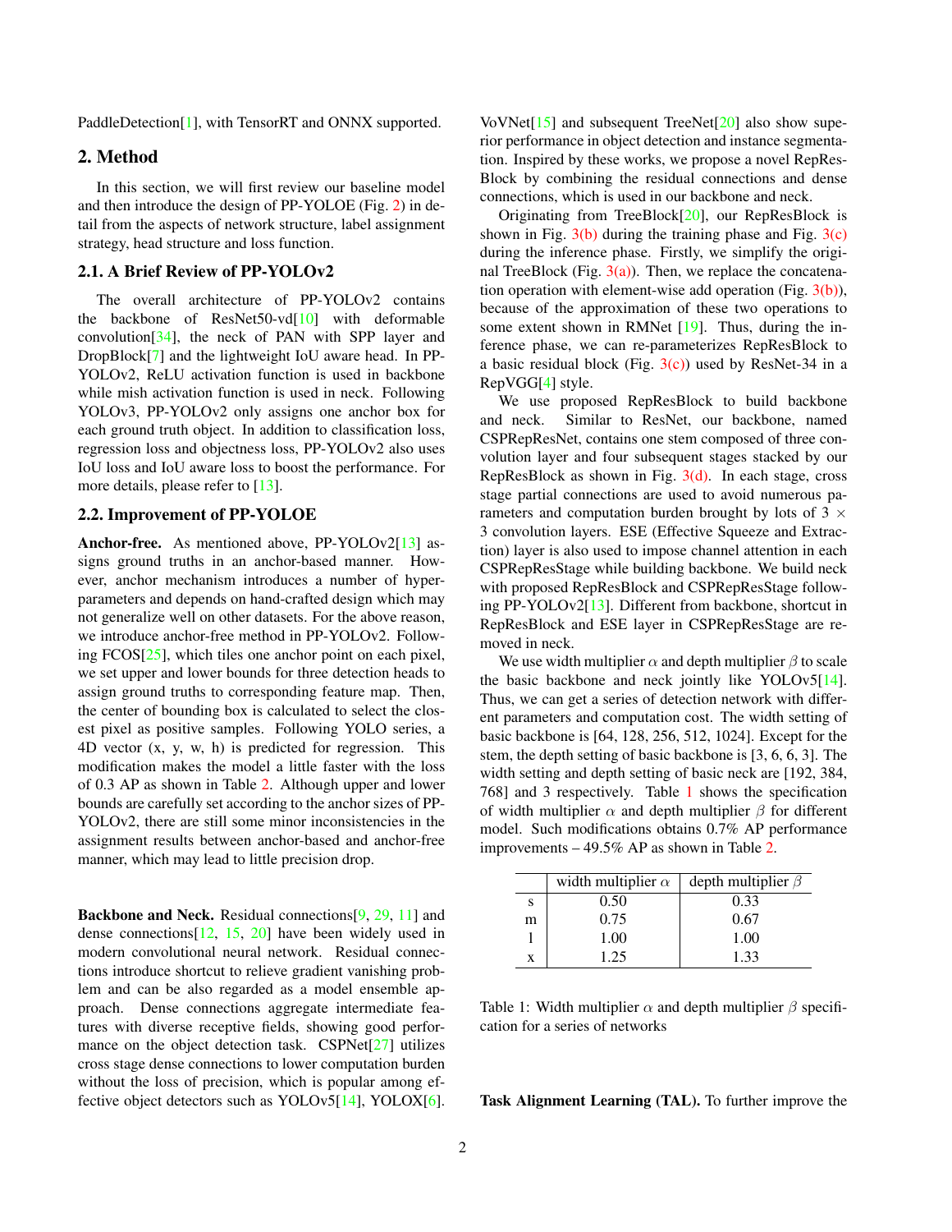PaddleDetection[1], with TensorRT and ONNX supported.

## 2. Method

In this section, we will first review our baseline model and then introduce the design of PP-YOLOE (Fig. 2) in detail from the aspects of network structure, label assignment strategy, head structure and loss function.

### 2.1. A Brief Review of PP-YOLOv2

The overall architecture of PP-YOLOv2 contains the backbone of ResNet50-vd[10] with deformable convolution[34], the neck of PAN with SPP layer and DropBlock[7] and the lightweight IoU aware head. In PP-YOLOv2, ReLU activation function is used in backbone while mish activation function is used in neck. Following YOLOv3, PP-YOLOv2 only assigns one anchor box for each ground truth object. In addition to classification loss, regression loss and objectness loss, PP-YOLOv2 also uses IoU loss and IoU aware loss to boost the performance. For more details, please refer to [13].

### 2.2. Improvement of PP-YOLOE

**Anchor-free.** As mentioned above, PP-YOLOv2[13] assigns ground truths in an anchor-based manner. However, anchor mechanism introduces a number of hyper-parameters and depends on hand-crafted design which may not generalize well on other datasets. For the above reason, we introduce anchor-free method in PP-YOLOv2. Following FCOS[25], which tiles one anchor point on each pixel, we set upper and lower bounds for three detection heads to assign ground truths to corresponding feature map. Then, the center of bounding box is calculated to select the closest pixel as positive samples. Following YOLO series, a 4D vector (x, y, w, h) is predicted for regression. This modification makes the model a little faster with the loss of 0.3 AP as shown in Table 2. Although upper and lower bounds are carefully set according to the anchor sizes of PP-YOLOv2, there are still some minor inconsistencies in the assignment results between anchor-based and anchor-free manner, which may lead to little precision drop.

**Backbone and Neck.** Residual connections[9, 29, 11] and dense connections[12, 15, 20] have been widely used in modern convolutional neural network. Residual connections introduce shortcut to relieve gradient vanishing problem and can be also regarded as a model ensemble approach. Dense connections aggregate intermediate features with diverse receptive fields, showing good performance on the object detection task. CSPNet[27] utilizes cross stage dense connections to lower computation burden without the loss of precision, which is popular among effective object detectors such as YOLOv5[14], YOLOX[6]. VoVNet[15] and subsequent TreeNet[20] also show superior performance in object detection and instance segmentation. Inspired by these works, we propose a novel RepResBlock by combining the residual connections and dense connections, which is used in our backbone and neck.

Originating from TreeBlock[20], our RepResBlock is shown in Fig. 3(b) during the training phase and Fig. 3(c) during the inference phase. Firstly, we simplify the original TreeBlock (Fig. 3(a)). Then, we replace the concatenation operation with element-wise add operation (Fig. 3(b)), because of the approximation of these two operations to some extent shown in RMNet [19]. Thus, during the inference phase, we can re-parameterizes RepResBlock to a basic residual block (Fig. 3(c)) used by ResNet-34 in a RepVGG[4] style.

We use proposed RepResBlock to build backbone and neck. Similar to ResNet, our backbone, named CSPRepResNet, contains one stem composed of three convolution layer and four subsequent stages stacked by our RepResBlock as shown in Fig. 3(d). In each stage, cross stage partial connections are used to avoid numerous parameters and computation burden brought by lots of $3 \times 3$ convolution layers. ESE (Effective Squeeze and Extraction) layer is also used to impose channel attention in each CSPRepResStage while building backbone. We build neck with proposed RepResBlock and CSPRepResStage following PP-YOLOv2[13]. Different from backbone, shortcut in RepResBlock and ESE layer in CSPRepResStage are removed in neck.

We use width multiplier $\alpha$ and depth multiplier $\beta$ to scale the basic backbone and neck jointly like YOLOv5[14]. Thus, we can get a series of detection network with different parameters and computation cost. The width setting of basic backbone is [64, 128, 256, 512, 1024]. Except for the stem, the depth setting of basic backbone is [3, 6, 6, 3]. The width setting and depth setting of basic neck are [192, 384, 768] and 3 respectively. Table 1 shows the specification of width multiplier $\alpha$ and depth multiplier $\beta$ for different model. Such modifications obtains 0.7% AP performance improvements – 49.5% AP as shown in Table 2.

| | width multiplier $\alpha$ | depth multiplier $\beta$ |
|---|---|---|
| s | 0.50 | 0.33 |
| m | 0.75 | 0.67 |
| l | 1.00 | 1.00 |
| x | 1.25 | 1.33 |

Table 1: Width multiplier $\alpha$ and depth multiplier $\beta$ specification for a series of networks

**Task Alignment Learning (TAL).** To further improve the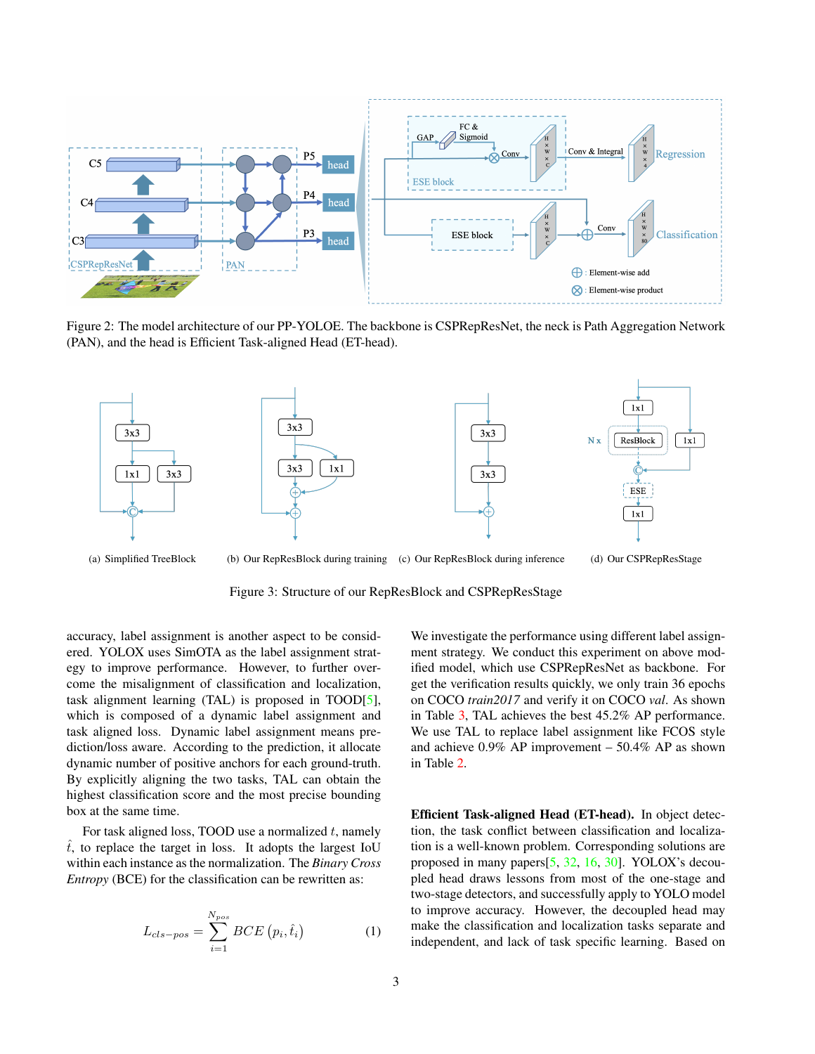Figure 2: The model architecture of our PP-YOLOE. The backbone is CSPRepResNet, the neck is Path Aggregation Network (PAN), and the head is Efficient Task-aligned Head (ET-head).

(a) Simplified TreeBlock (b) Our RepResBlock during training (c) Our RepResBlock during inference (d) Our CSPRepResStage

Figure 3: Structure of our RepResBlock and CSPRepResStage

accuracy, label assignment is another aspect to be considered. YOLOX uses SimOTA as the label assignment strategy to improve performance. However, to further overcome the misalignment of classification and localization, task alignment learning (TAL) is proposed in TOOD[5], which is composed of a dynamic label assignment and task aligned loss. Dynamic label assignment means prediction/loss aware. According to the prediction, it allocate dynamic number of positive anchors for each ground-truth. By explicitly aligning the two tasks, TAL can obtain the highest classification score and the most precise bounding box at the same time.

For task aligned loss, TOOD use a normalized $t$, namely $\hat{t}$, to replace the target in loss. It adopts the largest IoU within each instance as the normalization. The *Binary Cross Entropy* (BCE) for the classification can be rewritten as:

$$L_{cls-pos} = \sum_{i=1}^{N_{pos}} BCE\left(p_i, \hat{t}_i\right) \tag{1}$$

We investigate the performance using different label assignment strategy. We conduct this experiment on above modified model, which use CSPRepResNet as backbone. For get the verification results quickly, we only train 36 epochs on COCO *train2017* and verify it on COCO *val*. As shown in Table 3, TAL achieves the best 45.2% AP performance. We use TAL to replace label assignment like FCOS style and achieve 0.9% AP improvement – 50.4% AP as shown in Table 2.

**Efficient Task-aligned Head (ET-head).** In object detection, the task conflict between classification and localization is a well-known problem. Corresponding solutions are proposed in many papers[5, 32, 16, 30]. YOLOX's decoupled head draws lessons from most of the one-stage and two-stage detectors, and successfully apply to YOLO model to improve accuracy. However, the decoupled head may make the classification and localization tasks separate and independent, and lack of task specific learning. Based on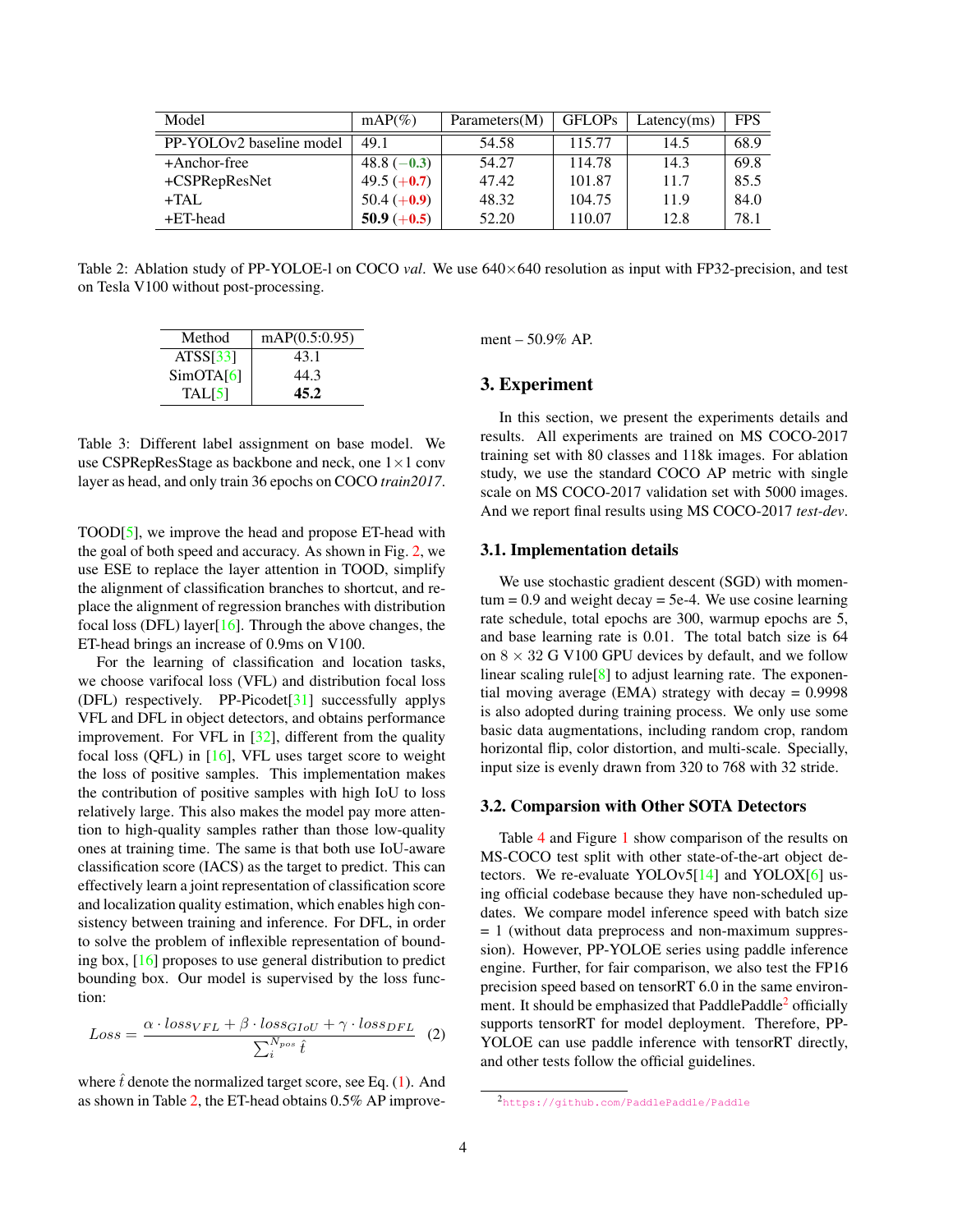| Model | mAP(%) | Parameters(M) | GFLOPs | Latency(ms) | FPS |
|---|---|---|---|---|---|
| PP-YOLOv2 baseline model | 49.1 | 54.58 | 115.77 | 14.5 | 68.9 |
| +Anchor-free | 48.8 (−**0.3**) | 54.27 | 114.78 | 14.3 | 69.8 |
| +CSPRepResNet | 49.5 (+**0.7**) | 47.42 | 101.87 | 11.7 | 85.5 |
| +TAL | 50.4 (+**0.9**) | 48.32 | 104.75 | 11.9 | 84.0 |
| +ET-head | **50.9** (+**0.5**) | 52.20 | 110.07 | 12.8 | 78.1 |

Table 2: Ablation study of PP-YOLOE-l on COCO *val*. We use 640×640 resolution as input with FP32-precision, and test on Tesla V100 without post-processing.

| Method | mAP(0.5:0.95) |
|---|---|
| ATSS[33] | 43.1 |
| SimOTA[6] | 44.3 |
| TAL[5] | **45.2** |

Table 3: Different label assignment on base model. We use CSPRepResStage as backbone and neck, one 1×1 conv layer as head, and only train 36 epochs on COCO *train2017*.

TOOD[5], we improve the head and propose ET-head with the goal of both speed and accuracy. As shown in Fig. 2, we use ESE to replace the layer attention in TOOD, simplify the alignment of classification branches to shortcut, and replace the alignment of regression branches with distribution focal loss (DFL) layer[16]. Through the above changes, the ET-head brings an increase of 0.9ms on V100.

For the learning of classification and location tasks, we choose varifocal loss (VFL) and distribution focal loss (DFL) respectively. PP-Picodet[31] successfully applys VFL and DFL in object detectors, and obtains performance improvement. For VFL in [32], different from the quality focal loss (QFL) in [16], VFL uses target score to weight the loss of positive samples. This implementation makes the contribution of positive samples with high IoU to loss relatively large. This also makes the model pay more attention to high-quality samples rather than those low-quality ones at training time. The same is that both use IoU-aware classification score (IACS) as the target to predict. This can effectively learn a joint representation of classification score and localization quality estimation, which enables high consistency between training and inference. For DFL, in order to solve the problem of inflexible representation of bounding box, [16] proposes to use general distribution to predict bounding box. Our model is supervised by the loss function:

$$Loss = \frac{\alpha \cdot loss_{VFL} + \beta \cdot loss_{GIoU} + \gamma \cdot loss_{DFL}}{\sum_{i}^{N_{pos}} \hat{t}} \quad (2)$$

where $\hat{t}$ denote the normalized target score, see Eq. (1). And as shown in Table 2, the ET-head obtains 0.5% AP improvement – 50.9% AP.

## 3. Experiment

In this section, we present the experiments details and results. All experiments are trained on MS COCO-2017 training set with 80 classes and 118k images. For ablation study, we use the standard COCO AP metric with single scale on MS COCO-2017 validation set with 5000 images. And we report final results using MS COCO-2017 *test-dev*.

### 3.1. Implementation details

We use stochastic gradient descent (SGD) with momentum = 0.9 and weight decay = 5e-4. We use cosine learning rate schedule, total epochs are 300, warmup epochs are 5, and base learning rate is 0.01. The total batch size is 64 on 8 × 32 G V100 GPU devices by default, and we follow linear scaling rule[8] to adjust learning rate. The exponential moving average (EMA) strategy with decay = 0.9998 is also adopted during training process. We only use some basic data augmentations, including random crop, random horizontal flip, color distortion, and multi-scale. Specially, input size is evenly drawn from 320 to 768 with 32 stride.

### 3.2. Comparsion with Other SOTA Detectors

Table 4 and Figure 1 show comparison of the results on MS-COCO test split with other state-of-the-art object detectors. We re-evaluate YOLOv5[14] and YOLOX[6] using official codebase because they have non-scheduled updates. We compare model inference speed with batch size = 1 (without data preprocess and non-maximum suppression). However, PP-YOLOE series using paddle inference engine. Further, for fair comparison, we also test the FP16 precision speed based on tensorRT 6.0 in the same environment. It should be emphasized that PaddlePaddle[2] officially supports tensorRT for model deployment. Therefore, PP-YOLOE can use paddle inference with tensorRT directly, and other tests follow the official guidelines.

[2] https://github.com/PaddlePaddle/Paddle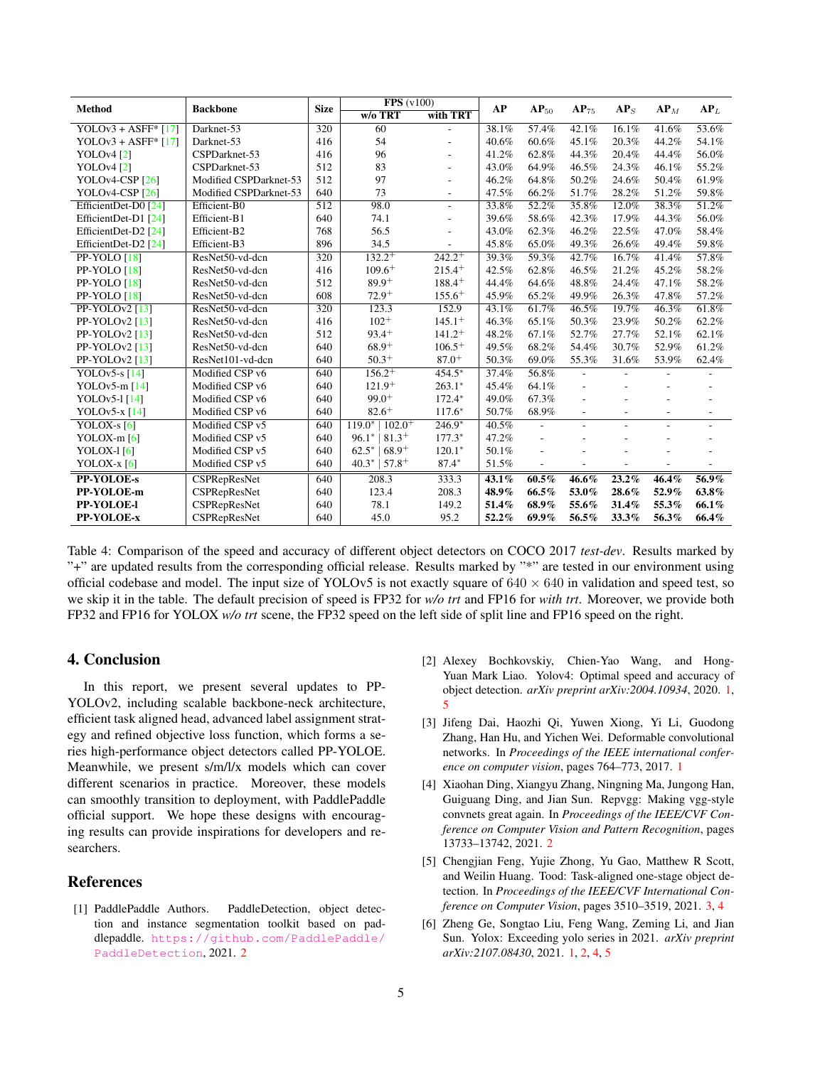| **Method** | **Backbone** | **Size** | **FPS** (v100) | | **AP** | **AP$_{50}$** | **AP$_{75}$** | **AP$_S$** | **AP$_M$** | **AP$_L$** |
|---|---|---|---|---|---|---|---|---|---|---|
| | | | **w/o TRT** | **with TRT** | | | | | | |
| YOLOv3 + ASFF* [17] | Darknet-53 | 320 | 60 | - | 38.1% | 57.4% | 42.1% | 16.1% | 41.6% | 53.6% |
| YOLOv3 + ASFF* [17] | Darknet-53 | 416 | 54 | - | 40.6% | 60.6% | 45.1% | 20.3% | 44.2% | 54.1% |
| YOLOv4 [2] | CSPDarknet-53 | 416 | 96 | - | 41.2% | 62.8% | 44.3% | 20.4% | 44.4% | 56.0% |
| YOLOv4 [2] | CSPDarknet-53 | 512 | 83 | - | 43.0% | 64.9% | 46.5% | 24.3% | 46.1% | 55.2% |
| YOLOv4-CSP [26] | Modified CSPDarknet-53 | 512 | 97 | - | 46.2% | 64.8% | 50.2% | 24.6% | 50.4% | 61.9% |
| YOLOv4-CSP [26] | Modified CSPDarknet-53 | 640 | 73 | - | 47.5% | 66.2% | 51.7% | 28.2% | 51.2% | 59.8% |
| EfficientDet-D0 [24] | Efficient-B0 | 512 | 98.0 | - | 33.8% | 52.2% | 35.8% | 12.0% | 38.3% | 51.2% |
| EfficientDet-D1 [24] | Efficient-B1 | 640 | 74.1 | - | 39.6% | 58.6% | 42.3% | 17.9% | 44.3% | 56.0% |
| EfficientDet-D2 [24] | Efficient-B2 | 768 | 56.5 | - | 43.0% | 62.3% | 46.2% | 22.5% | 47.0% | 58.4% |
| EfficientDet-D2 [24] | Efficient-B3 | 896 | 34.5 | - | 45.8% | 65.0% | 49.3% | 26.6% | 49.4% | 59.8% |
| PP-YOLO [18] | ResNet50-vd-dcn | 320 | $132.2^+$ | $242.2^+$ | 39.3% | 59.3% | 42.7% | 16.7% | 41.4% | 57.8% |
| PP-YOLO [18] | ResNet50-vd-dcn | 416 | $109.6^+$ | $215.4^+$ | 42.5% | 62.8% | 46.5% | 21.2% | 45.2% | 58.2% |
| PP-YOLO [18] | ResNet50-vd-dcn | 512 | $89.9^+$ | $188.4^+$ | 44.4% | 64.6% | 48.8% | 24.4% | 47.1% | 58.2% |
| PP-YOLO [18] | ResNet50-vd-dcn | 608 | $72.9^+$ | $155.6^+$ | 45.9% | 65.2% | 49.9% | 26.3% | 47.8% | 57.2% |
| PP-YOLOv2 [13] | ResNet50-vd-dcn | 320 | 123.3 | 152.9 | 43.1% | 61.7% | 46.5% | 19.7% | 46.3% | 61.8% |
| PP-YOLOv2 [13] | ResNet50-vd-dcn | 416 | $102^+$ | $145.1^+$ | 46.3% | 65.1% | 50.3% | 23.9% | 50.2% | 62.2% |
| PP-YOLOv2 [13] | ResNet50-vd-dcn | 512 | $93.4^+$ | $141.2^+$ | 48.2% | 67.1% | 52.7% | 27.7% | 52.1% | 62.1% |
| PP-YOLOv2 [13] | ResNet50-vd-dcn | 640 | $68.9^+$ | $106.5^+$ | 49.5% | 68.2% | 54.4% | 30.7% | 52.9% | 61.2% |
| PP-YOLOv2 [13] | ResNet101-vd-dcn | 640 | $50.3^+$ | $87.0^+$ | 50.3% | 69.0% | 55.3% | 31.6% | 53.9% | 62.4% |
| YOLOv5-s [14] | Modified CSP v6 | 640 | $156.2^+$ | $454.5^*$ | 37.4% | 56.8% | - | - | - | - |
| YOLOv5-m [14] | Modified CSP v6 | 640 | $121.9^+$ | $263.1^*$ | 45.4% | 64.1% | - | - | - | - |
| YOLOv5-l [14] | Modified CSP v6 | 640 | $99.0^+$ | $172.4^*$ | 49.0% | 67.3% | - | - | - | - |
| YOLOv5-x [14] | Modified CSP v6 | 640 | $82.6^+$ | $117.6^*$ | 50.7% | 68.9% | - | - | - | - |
| YOLOX-s [6] | Modified CSP v5 | 640 | $119.0^*$ \| $102.0^+$ | $246.9^*$ | 40.5% | - | - | - | - | - |
| YOLOX-m [6] | Modified CSP v5 | 640 | $96.1^*$ \| $81.3^+$ | $177.3^*$ | 47.2% | - | - | - | - | - |
| YOLOX-l [6] | Modified CSP v5 | 640 | $62.5^*$ \| $68.9^+$ | $120.1^*$ | 50.1% | - | - | - | - | - |
| YOLOX-x [6] | Modified CSP v5 | 640 | $40.3^*$ \| $57.8^+$ | $87.4^*$ | 51.5% | - | - | - | - | - |
| **PP-YOLOE-s** | CSPRepResNet | 640 | 208.3 | 333.3 | **43.1%** | **60.5%** | **46.6%** | **23.2%** | **46.4%** | **56.9%** |
| **PP-YOLOE-m** | CSPRepResNet | 640 | 123.4 | 208.3 | **48.9%** | **66.5%** | **53.0%** | **28.6%** | **52.9%** | **63.8%** |
| **PP-YOLOE-l** | CSPRepResNet | 640 | 78.1 | 149.2 | **51.4%** | **68.9%** | **55.6%** | **31.4%** | **55.3%** | **66.1%** |
| **PP-YOLOE-x** | CSPRepResNet | 640 | 45.0 | 95.2 | **52.2%** | **69.9%** | **56.5%** | **33.3%** | **56.3%** | **66.4%** |

Table 4: Comparison of the speed and accuracy of different object detectors on COCO 2017 *test-dev*. Results marked by "+" are updated results from the corresponding official release. Results marked by "*" are tested in our environment using official codebase and model. The input size of YOLOv5 is not exactly square of $640 \times 640$ in validation and speed test, so we skip it in the table. The default precision of speed is FP32 for *w/o trt* and FP16 for *with trt*. Moreover, we provide both FP32 and FP16 for YOLOX *w/o trt* scene, the FP32 speed on the left side of split line and FP16 speed on the right.

# 4. Conclusion

In this report, we present several updates to PP-YOLOv2, including scalable backbone-neck architecture, efficient task aligned head, advanced label assignment strategy and refined objective loss function, which forms a series high-performance object detectors called PP-YOLOE. Meanwhile, we present s/m/l/x models which can cover different scenarios in practice. Moreover, these models can smoothly transition to deployment, with PaddlePaddle official support. We hope these designs with encouraging results can provide inspirations for developers and researchers.

# References

[1] PaddlePaddle Authors. PaddleDetection, object detection and instance segmentation toolkit based on paddlepaddle. https://github.com/PaddlePaddle/PaddleDetection, 2021. 2

[2] Alexey Bochkovskiy, Chien-Yao Wang, and Hong-Yuan Mark Liao. Yolov4: Optimal speed and accuracy of object detection. *arXiv preprint arXiv:2004.10934*, 2020. 1, 5

[3] Jifeng Dai, Haozhi Qi, Yuwen Xiong, Yi Li, Guodong Zhang, Han Hu, and Yichen Wei. Deformable convolutional networks. In *Proceedings of the IEEE international conference on computer vision*, pages 764–773, 2017. 1

[4] Xiaohan Ding, Xiangyu Zhang, Ningning Ma, Jungong Han, Guiguang Ding, and Jian Sun. Repvgg: Making vgg-style convnets great again. In *Proceedings of the IEEE/CVF Conference on Computer Vision and Pattern Recognition*, pages 13733–13742, 2021. 2

[5] Chengjian Feng, Yujie Zhong, Yu Gao, Matthew R Scott, and Weilin Huang. Tood: Task-aligned one-stage object detection. In *Proceedings of the IEEE/CVF International Conference on Computer Vision*, pages 3510–3519, 2021. 3, 4

[6] Zheng Ge, Songtao Liu, Feng Wang, Zeming Li, and Jian Sun. Yolox: Exceeding yolo series in 2021. *arXiv preprint arXiv:2107.08430*, 2021. 1, 2, 4, 5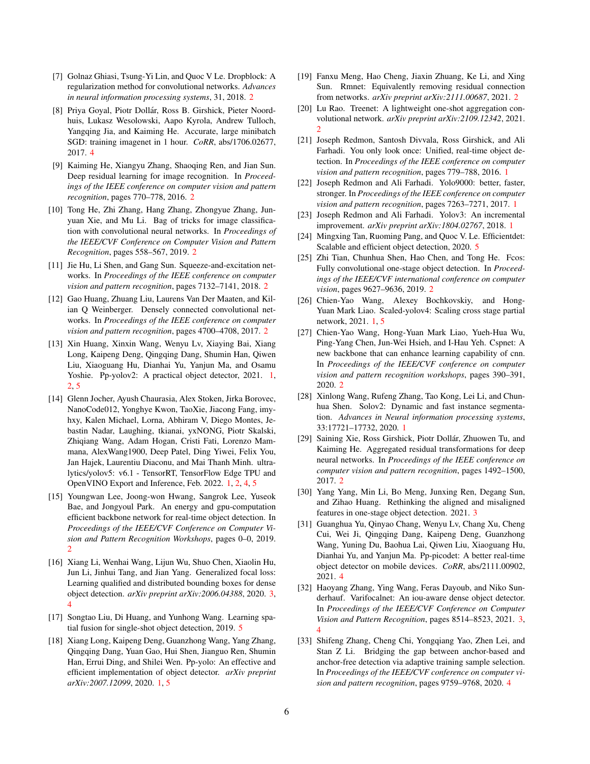[7] Golnaz Ghiasi, Tsung-Yi Lin, and Quoc V Le. Dropblock: A regularization method for convolutional networks. *Advances in neural information processing systems*, 31, 2018. 2

[8] Priya Goyal, Piotr Dollár, Ross B. Girshick, Pieter Noordhuis, Lukasz Wesolowski, Aapo Kyrola, Andrew Tulloch, Yangqing Jia, and Kaiming He. Accurate, large minibatch SGD: training imagenet in 1 hour. *CoRR*, abs/1706.02677, 2017. 4

[9] Kaiming He, Xiangyu Zhang, Shaoqing Ren, and Jian Sun. Deep residual learning for image recognition. In *Proceedings of the IEEE conference on computer vision and pattern recognition*, pages 770–778, 2016. 2

[10] Tong He, Zhi Zhang, Hang Zhang, Zhongyue Zhang, Junyuan Xie, and Mu Li. Bag of tricks for image classification with convolutional neural networks. In *Proceedings of the IEEE/CVF Conference on Computer Vision and Pattern Recognition*, pages 558–567, 2019. 2

[11] Jie Hu, Li Shen, and Gang Sun. Squeeze-and-excitation networks. In *Proceedings of the IEEE conference on computer vision and pattern recognition*, pages 7132–7141, 2018. 2

[12] Gao Huang, Zhuang Liu, Laurens Van Der Maaten, and Kilian Q Weinberger. Densely connected convolutional networks. In *Proceedings of the IEEE conference on computer vision and pattern recognition*, pages 4700–4708, 2017. 2

[13] Xin Huang, Xinxin Wang, Wenyu Lv, Xiaying Bai, Xiang Long, Kaipeng Deng, Qingqing Dang, Shumin Han, Qiwen Liu, Xiaoguang Hu, Dianhai Yu, Yanjun Ma, and Osamu Yoshie. Pp-yolov2: A practical object detector, 2021. 1, 2, 5

[14] Glenn Jocher, Ayush Chaurasia, Alex Stoken, Jirka Borovec, NanoCode012, Yonghye Kwon, TaoXie, Jiacong Fang, imyhxy, Kalen Michael, Lorna, Abhiram V, Diego Montes, Jebastin Nadar, Laughing, tkianai, yxNONG, Piotr Skalski, Zhiqiang Wang, Adam Hogan, Cristi Fati, Lorenzo Mammana, AlexWang1900, Deep Patel, Ding Yiwei, Felix You, Jan Hajek, Laurentiu Diaconu, and Mai Thanh Minh. ultralytics/yolov5: v6.1 - TensorRT, TensorFlow Edge TPU and OpenVINO Export and Inference, Feb. 2022. 1, 2, 4, 5

[15] Youngwan Lee, Joong-won Hwang, Sangrok Lee, Yuseok Bae, and Jongyoul Park. An energy and gpu-computation efficient backbone network for real-time object detection. In *Proceedings of the IEEE/CVF Conference on Computer Vision and Pattern Recognition Workshops*, pages 0–0, 2019. 2

[16] Xiang Li, Wenhai Wang, Lijun Wu, Shuo Chen, Xiaolin Hu, Jun Li, Jinhui Tang, and Jian Yang. Generalized focal loss: Learning qualified and distributed bounding boxes for dense object detection. *arXiv preprint arXiv:2006.04388*, 2020. 3, 4

[17] Songtao Liu, Di Huang, and Yunhong Wang. Learning spatial fusion for single-shot object detection, 2019. 5

[18] Xiang Long, Kaipeng Deng, Guanzhong Wang, Yang Zhang, Qingqing Dang, Yuan Gao, Hui Shen, Jianguo Ren, Shumin Han, Errui Ding, and Shilei Wen. Pp-yolo: An effective and efficient implementation of object detector. *arXiv preprint arXiv:2007.12099*, 2020. 1, 5

[19] Fanxu Meng, Hao Cheng, Jiaxin Zhuang, Ke Li, and Xing Sun. Rmnet: Equivalently removing residual connection from networks. *arXiv preprint arXiv:2111.00687*, 2021. 2

[20] Lu Rao. Treenet: A lightweight one-shot aggregation convolutional network. *arXiv preprint arXiv:2109.12342*, 2021. 2

[21] Joseph Redmon, Santosh Divvala, Ross Girshick, and Ali Farhadi. You only look once: Unified, real-time object detection. In *Proceedings of the IEEE conference on computer vision and pattern recognition*, pages 779–788, 2016. 1

[22] Joseph Redmon and Ali Farhadi. Yolo9000: better, faster, stronger. In *Proceedings of the IEEE conference on computer vision and pattern recognition*, pages 7263–7271, 2017. 1

[23] Joseph Redmon and Ali Farhadi. Yolov3: An incremental improvement. *arXiv preprint arXiv:1804.02767*, 2018. 1

[24] Mingxing Tan, Ruoming Pang, and Quoc V. Le. Efficientdet: Scalable and efficient object detection, 2020. 5

[25] Zhi Tian, Chunhua Shen, Hao Chen, and Tong He. Fcos: Fully convolutional one-stage object detection. In *Proceedings of the IEEE/CVF international conference on computer vision*, pages 9627–9636, 2019. 2

[26] Chien-Yao Wang, Alexey Bochkovskiy, and Hong-Yuan Mark Liao. Scaled-yolov4: Scaling cross stage partial network, 2021. 1, 5

[27] Chien-Yao Wang, Hong-Yuan Mark Liao, Yueh-Hua Wu, Ping-Yang Chen, Jun-Wei Hsieh, and I-Hau Yeh. Cspnet: A new backbone that can enhance learning capability of cnn. In *Proceedings of the IEEE/CVF conference on computer vision and pattern recognition workshops*, pages 390–391, 2020. 2

[28] Xinlong Wang, Rufeng Zhang, Tao Kong, Lei Li, and Chunhua Shen. Solov2: Dynamic and fast instance segmentation. *Advances in Neural information processing systems*, 33:17721–17732, 2020. 1

[29] Saining Xie, Ross Girshick, Piotr Dollár, Zhuowen Tu, and Kaiming He. Aggregated residual transformations for deep neural networks. In *Proceedings of the IEEE conference on computer vision and pattern recognition*, pages 1492–1500, 2017. 2

[30] Yang Yang, Min Li, Bo Meng, Junxing Ren, Degang Sun, and Zihao Huang. Rethinking the aligned and misaligned features in one-stage object detection. 2021. 3

[31] Guanghua Yu, Qinyao Chang, Wenyu Lv, Chang Xu, Cheng Cui, Wei Ji, Qingqing Dang, Kaipeng Deng, Guanzhong Wang, Yuning Du, Baohua Lai, Qiwen Liu, Xiaoguang Hu, Dianhai Yu, and Yanjun Ma. Pp-picodet: A better real-time object detector on mobile devices. *CoRR*, abs/2111.00902, 2021. 4

[32] Haoyang Zhang, Ying Wang, Feras Dayoub, and Niko Sunderhauf. Varifocalnet: An iou-aware dense object detector. In *Proceedings of the IEEE/CVF Conference on Computer Vision and Pattern Recognition*, pages 8514–8523, 2021. 3, 4

[33] Shifeng Zhang, Cheng Chi, Yongqiang Yao, Zhen Lei, and Stan Z Li. Bridging the gap between anchor-based and anchor-free detection via adaptive training sample selection. In *Proceedings of the IEEE/CVF conference on computer vision and pattern recognition*, pages 9759–9768, 2020. 4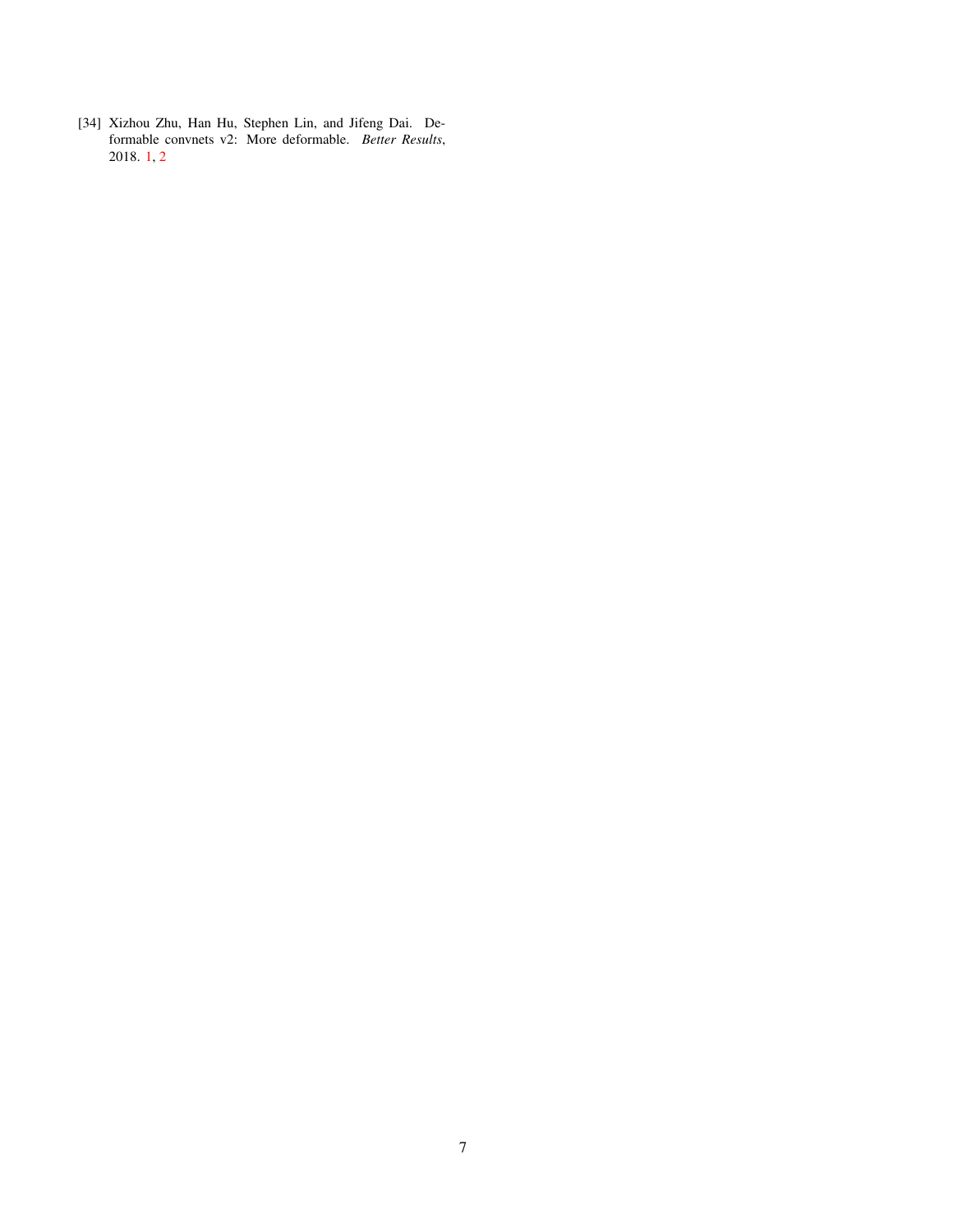[34] Xizhou Zhu, Han Hu, Stephen Lin, and Jifeng Dai. Deformable convnets v2: More deformable. *Better Results*, 2018. 1, 2